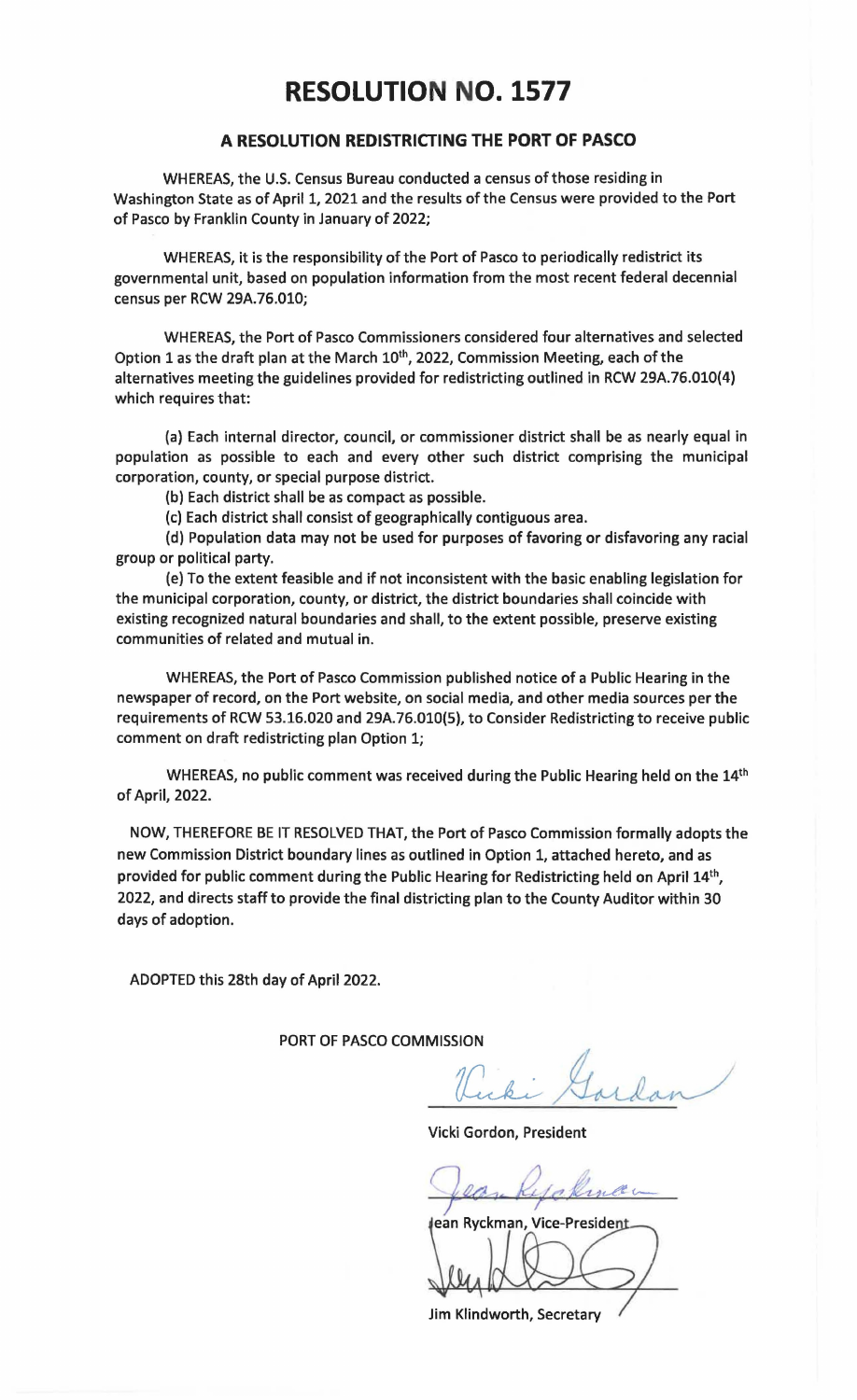# RESOLUTION NO. 1577

## A RESOLUTION REDISTRICTING THE PORT OF PASCO

WHEREAS, the U.S. Census Bureau conducted a census of those residing in Washington State as of April 1, 2021 and the results of the Census were provided to the Port of Pasco by Franklin County in January of 2022;

WHEREAS, it is the responsibility of the Port of Pasco to periodically redistrict its governmental unit, based on population information from the most recent federal decennial census per RCW 29A.76.010;

WHEREAS, the Port of Pasco Commissioners considered four alternatives and selected Option 1 as the draft plan at the March 10th, 2022, Commission Meeting, each of the alternatives meeting the guidelines provided for redistricting outlined in RCW 29A.76.010(4) which requires that:

(a) Each internal director, council, or commissioner district shall be as nearly equal in population as possible to each and every other such district comprising the municipal corporation, county, or special purpose district.

(b) Each district shall be as compact as possible.

(c) Each district shall consist of geographically contiguous area.

(d) Population data may not be used for purposes of favoring or disfavoring any racial group or political party.

(e) To the extent feasible and if not inconsistent with the basic enabling legislation for the municipal corporation, county, or district, the district boundaries shall coincide with existing recognized natural boundaries and shall, to the extent possible, preserve existing communities of related and mutual in.

WHEREAS, the Port of Pasco Commission published notice of a Public Hearing in the newspaper of record, on the Port website, on social media, and other media sources per the requirements of RCW 53.16.020 and 29A.76.010(5), to Consider Redistricting to receive public comment on draft redistricting plan Option 1;

WHEREAS, no public comment was received during the Public Hearing held on the 14th of April, 2022.

NOW, THEREFORE BE IT RESOLVED THAT, the Port of Pasco Commission formally adopts the new Commission District boundary lines as outlined in Option 1, attached hereto, and as provided for public comment during the Public Hearing for Redistricting held on April 14th, 2022, and directs staff to provide the final districting plan to the County Auditor within 30 days of adoption.

ADOPTED this 28th day of April 2022.

PORT OF PASCO COMMISSION

Vicki Gordon, President

Jean Ryckman, Vice-President

Jim Klindworth, Secretary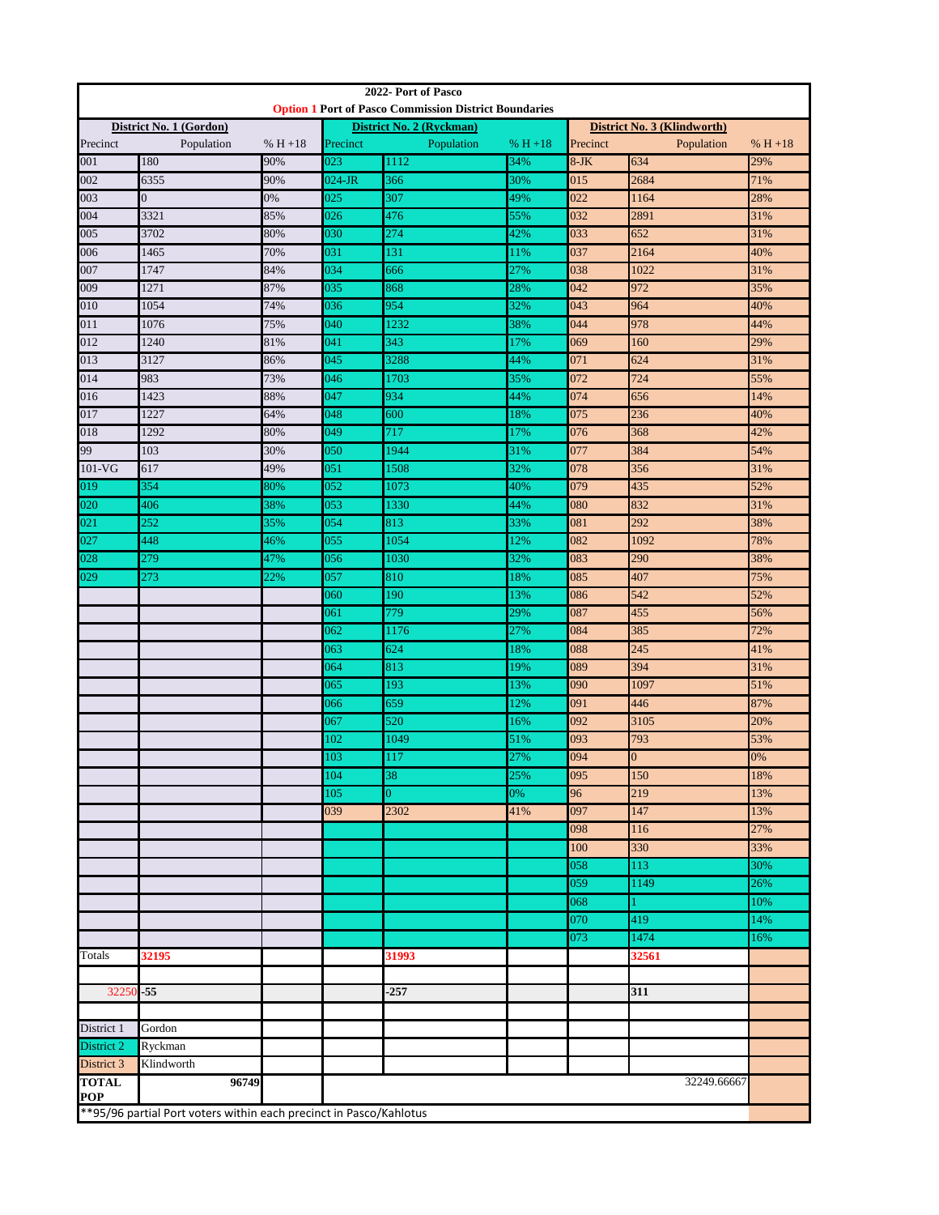| 2022- Port of Pasco | | | | | | | | |
|---|---|---|---|---|---|---|---|---|
| Option 1 Port of Pasco Commission District Boundaries | | | | | | | | |
| District No. 1 (Gordon) | | | District No. 2 (Ryckman) | | | District No. 3 (Klindworth) | | |
| Precinct | Population | % H +18 | Precinct | Population | % H +18 | Precinct | Population | % H +18 |
| 001 | 180 | 90% | 023 | 1112 | 34% | 8-JK | 634 | 29% |
| 002 | 6355 | 90% | 024-JR | 366 | 30% | 015 | 2684 | 71% |
| 003 | 0 | 0% | 025 | 307 | 49% | 022 | 1164 | 28% |
| 004 | 3321 | 85% | 026 | 476 | 55% | 032 | 2891 | 31% |
| 005 | 3702 | 80% | 030 | 274 | 42% | 033 | 652 | 31% |
| 006 | 1465 | 70% | 031 | 131 | 11% | 037 | 2164 | 40% |
| 007 | 1747 | 84% | 034 | 666 | 27% | 038 | 1022 | 31% |
| 009 | 1271 | 87% | 035 | 868 | 28% | 042 | 972 | 35% |
| 010 | 1054 | 74% | 036 | 954 | 32% | 043 | 964 | 40% |
| 011 | 1076 | 75% | 040 | 1232 | 38% | 044 | 978 | 44% |
| 012 | 1240 | 81% | 041 | 343 | 17% | 069 | 160 | 29% |
| 013 | 3127 | 86% | 045 | 3288 | 44% | 071 | 624 | 31% |
| 014 | 983 | 73% | 046 | 1703 | 35% | 072 | 724 | 55% |
| 016 | 1423 | 88% | 047 | 934 | 44% | 074 | 656 | 14% |
| 017 | 1227 | 64% | 048 | 600 | 18% | 075 | 236 | 40% |
| 018 | 1292 | 80% | 049 | 717 | 17% | 076 | 368 | 42% |
| 99 | 103 | 30% | 050 | 1944 | 31% | 077 | 384 | 54% |
| 101-VG | 617 | 49% | 051 | 1508 | 32% | 078 | 356 | 31% |
| 019 | 354 | 80% | 052 | 1073 | 40% | 079 | 435 | 52% |
| 020 | 406 | 38% | 053 | 1330 | 44% | 080 | 832 | 31% |
| 021 | 252 | 35% | 054 | 813 | 33% | 081 | 292 | 38% |
| 027 | 448 | 46% | 055 | 1054 | 12% | 082 | 1092 | 78% |
| 028 | 279 | 47% | 056 | 1030 | 32% | 083 | 290 | 38% |
| 029 | 273 | 22% | 057 | 810 | 18% | 085 | 407 | 75% |
| | | | 060 | 190 | 13% | 086 | 542 | 52% |
| | | | 061 | 779 | 29% | 087 | 455 | 56% |
| | | | 062 | 1176 | 27% | 084 | 385 | 72% |
| | | | 063 | 624 | 18% | 088 | 245 | 41% |
| | | | 064 | 813 | 19% | 089 | 394 | 31% |
| | | | 065 | 193 | 13% | 090 | 1097 | 51% |
| | | | 066 | 659 | 12% | 091 | 446 | 87% |
| | | | 067 | 520 | 16% | 092 | 3105 | 20% |
| | | | 102 | 1049 | 51% | 093 | 793 | 53% |
| | | | 103 | 117 | 27% | 094 | 0 | 0% |
| | | | 104 | 38 | 25% | 095 | 150 | 18% |
| | | | 105 | 0 | 0% | 96 | 219 | 13% |
| | | | 039 | 2302 | 41% | 097 | 147 | 13% |
| | | | | | | 098 | 116 | 27% |
| | | | | | | 100 | 330 | 33% |
| | | | | | | 058 | 113 | 30% |
| | | | | | | 059 | 1149 | 26% |
| | | | | | | 068 | 1 | 10% |
| | | | | | | 070 | 419 | 14% |
| | | | | | | 073 | 1474 | 16% |
| Totals | 32195 | | | 31993 | | | 32561 | |
| | | | | | | | | |
| 32250 | -55 | | | -257 | | | 311 | |
| | | | | | | | | |
| District 1 | Gordon | | | | | | | |
| District 2 | Ryckman | | | | | | | |
| District 3 | Klindworth | | | | | | | |
| TOTAL POP | 96749 | | | | | | 32249.66667 | |

**95/96 partial Port voters within each precinct in Pasco/Kahlotus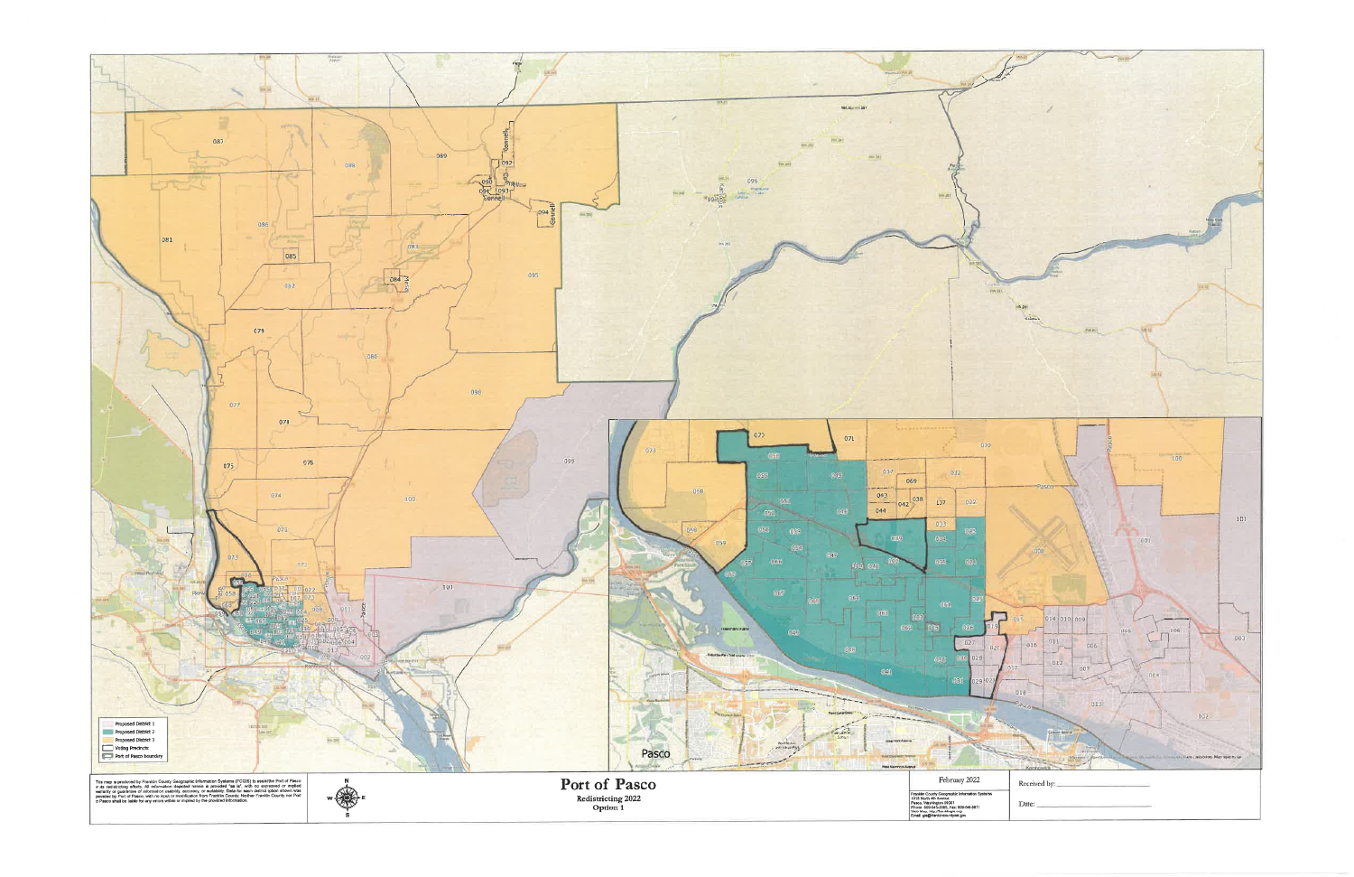Proposed District 1

Proposed District 2

Proposed District 3

Voting Precincts

Port of Pasco boundary

This map is produced by Franklin County Geographic Information Systems (FCGIS) to assist the Port of Pasco in its redistricting efforts. All information depicted hereon is provided "as is", with no expressed or implied warranty or guarantee of information usability, accuracy, or suitability. Data for each district option shown was provided by Port of Pasco, with no input or modification from Franklin County. Neither Franklin County nor Port of Pasco shall be liable for any errors within or implied by the provided information.

# Port of Pasco

Redistricting 2022

Option 1

February 2022

Franklin County Geographic Information Systems
1016 North 4th Avenue
Pasco, Washington 99301
Phone: 509-545-3580, Fax: 509-545-3871
Web Map: http://fcwebmaps.org
Email: gis@franklincountywa.gov

Received by: ______________________

Date: ______________________